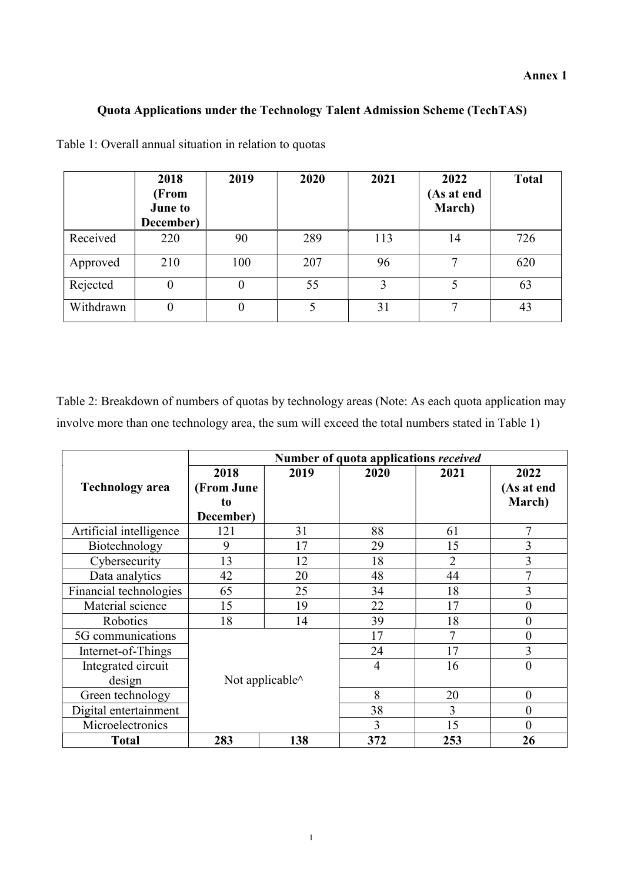**Annex 1**

## Quota Applications under the Technology Talent Admission Scheme (TechTAS)

Table 1: Overall annual situation in relation to quotas

| | 2018 (From June to December) | 2019 | 2020 | 2021 | 2022 (As at end March) | Total |
|---|---|---|---|---|---|---|
| Received | 220 | 90 | 289 | 113 | 14 | 726 |
| Approved | 210 | 100 | 207 | 96 | 7 | 620 |
| Rejected | 0 | 0 | 55 | 3 | 5 | 63 |
| Withdrawn | 0 | 0 | 5 | 31 | 7 | 43 |

Table 2: Breakdown of numbers of quotas by technology areas (Note: As each quota application may involve more than one technology area, the sum will exceed the total numbers stated in Table 1)

| Technology area | Number of quota applications *received* | | | | |
|---|---|---|---|---|---|
| | 2018 (From June to December) | 2019 | 2020 | 2021 | 2022 (As at end March) |
| Artificial intelligence | 121 | 31 | 88 | 61 | 7 |
| Biotechnology | 9 | 17 | 29 | 15 | 3 |
| Cybersecurity | 13 | 12 | 18 | 2 | 3 |
| Data analytics | 42 | 20 | 48 | 44 | 7 |
| Financial technologies | 65 | 25 | 34 | 18 | 3 |
| Material science | 15 | 19 | 22 | 17 | 0 |
| Robotics | 18 | 14 | 39 | 18 | 0 |
| 5G communications | Not applicable^ | | 17 | 7 | 0 |
| Internet-of-Things | | | 24 | 17 | 3 |
| Integrated circuit design | | | 4 | 16 | 0 |
| Green technology | | | 8 | 20 | 0 |
| Digital entertainment | | | 38 | 3 | 0 |
| Microelectronics | | | 3 | 15 | 0 |
| **Total** | **283** | **138** | **372** | **253** | **26** |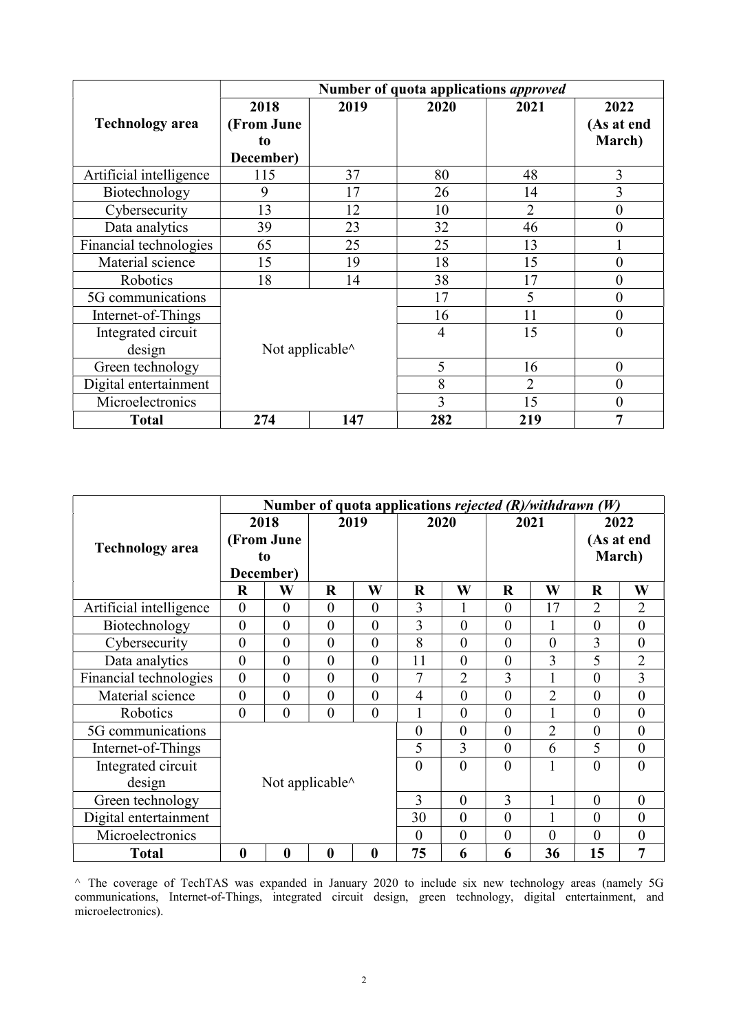| Technology area | Number of quota applications *approved* | | | | |
|---|---|---|---|---|---|
| | 2018 (From June to December) | 2019 | 2020 | 2021 | 2022 (As at end March) |
| Artificial intelligence | 115 | 37 | 80 | 48 | 3 |
| Biotechnology | 9 | 17 | 26 | 14 | 3 |
| Cybersecurity | 13 | 12 | 10 | 2 | 0 |
| Data analytics | 39 | 23 | 32 | 46 | 0 |
| Financial technologies | 65 | 25 | 25 | 13 | 1 |
| Material science | 15 | 19 | 18 | 15 | 0 |
| Robotics | 18 | 14 | 38 | 17 | 0 |
| 5G communications | Not applicable^ | | 17 | 5 | 0 |
| Internet-of-Things | | | 16 | 11 | 0 |
| Integrated circuit design | | | 4 | 15 | 0 |
| Green technology | | | 5 | 16 | 0 |
| Digital entertainment | | | 8 | 2 | 0 |
| Microelectronics | | | 3 | 15 | 0 |
| **Total** | **274** | **147** | **282** | **219** | **7** |

| Technology area | Number of quota applications *rejected (R)/withdrawn (W)* | | | | | | | | | |
|---|---|---|---|---|---|---|---|---|---|---|
| | 2018 (From June to December) | | 2019 | | 2020 | | 2021 | | 2022 (As at end March) | |
| | **R** | **W** | **R** | **W** | **R** | **W** | **R** | **W** | **R** | **W** |
| Artificial intelligence | 0 | 0 | 0 | 0 | 3 | 1 | 0 | 17 | 2 | 2 |
| Biotechnology | 0 | 0 | 0 | 0 | 3 | 0 | 0 | 1 | 0 | 0 |
| Cybersecurity | 0 | 0 | 0 | 0 | 8 | 0 | 0 | 0 | 3 | 0 |
| Data analytics | 0 | 0 | 0 | 0 | 11 | 0 | 0 | 3 | 5 | 2 |
| Financial technologies | 0 | 0 | 0 | 0 | 7 | 2 | 3 | 1 | 0 | 3 |
| Material science | 0 | 0 | 0 | 0 | 4 | 0 | 0 | 2 | 0 | 0 |
| Robotics | 0 | 0 | 0 | 0 | 1 | 0 | 0 | 1 | 0 | 0 |
| 5G communications | Not applicable^ | | | | 0 | 0 | 0 | 2 | 0 | 0 |
| Internet-of-Things | | | | | 5 | 3 | 0 | 6 | 5 | 0 |
| Integrated circuit design | | | | | 0 | 0 | 0 | 1 | 0 | 0 |
| Green technology | | | | | 3 | 0 | 3 | 1 | 0 | 0 |
| Digital entertainment | | | | | 30 | 0 | 0 | 1 | 0 | 0 |
| Microelectronics | | | | | 0 | 0 | 0 | 0 | 0 | 0 |
| **Total** | **0** | **0** | **0** | **0** | **75** | **6** | **6** | **36** | **15** | **7** |

^ The coverage of TechTAS was expanded in January 2020 to include six new technology areas (namely 5G communications, Internet-of-Things, integrated circuit design, green technology, digital entertainment, and microelectronics).